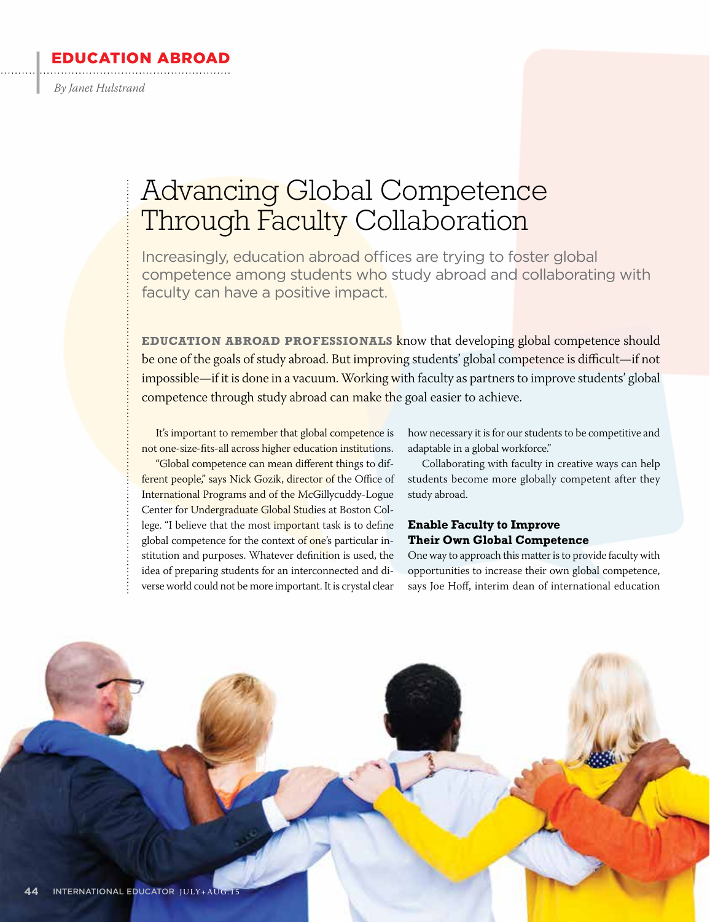EDUCATION ABROAD

*By Janet Hulstrand*

# Advancing Global Competence Through Faculty Collaboration

Increasingly, education abroad offices are trying to foster global competence among students who study abroad and collaborating with faculty can have a positive impact.

**EDUCATION ABROAD PROFESSIONALS** know that developing global competence should be one of the goals of study abroad. But improving students' global competence is difficult—if not impossible—if it is done in a vacuum. Working with faculty as partners to improve students' global competence through study abroad can make the goal easier to achieve.

It's important to remember that global competence is not one-size-fits-all across higher education institutions.

"Global competence can mean different things to different people," says Nick Gozik, director of the Office of International Programs and of the McGillycuddy-Logue Center for Undergraduate Global Studies at Boston College. "I believe that the most important task is to define global competence for the context of one's particular institution and purposes. Whatever definition is used, the idea of preparing students for an interconnected and diverse world could not be more important. It is crystal clear how necessary it is for our students to be competitive and adaptable in a global workforce."

Collaborating with faculty in creative ways can help students become more globally competent after they study abroad.

## Enable Faculty to Improve Their Own Global Competence

One way to approach this matter is to provide faculty with opportunities to increase their own global competence, says Joe Hoff, interim dean of international education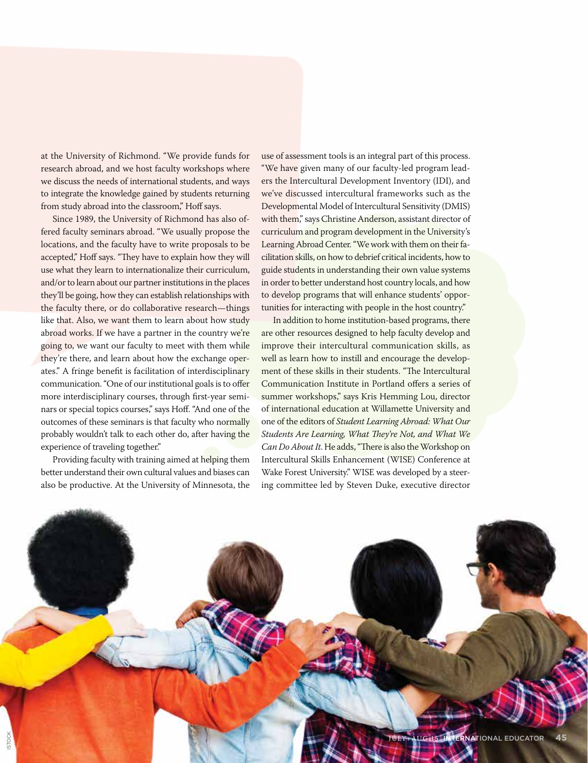at the University of Richmond. "We provide funds for research abroad, and we host faculty workshops where we discuss the needs of international students, and ways to integrate the knowledge gained by students returning from study abroad into the classroom," Hoff says.

Since 1989, the University of Richmond has also offered faculty seminars abroad. "We usually propose the locations, and the faculty have to write proposals to be accepted," Hoff says. "They have to explain how they will use what they learn to internationalize their curriculum, and/or to learn about our partner institutions in the places they'll be going, how they can establish relationships with the faculty there, or do collaborative research—things like that. Also, we want them to learn about how study abroad works. If we have a partner in the country we're going to, we want our faculty to meet with them while they're there, and learn about how the exchange operates." A fringe benefit is facilitation of interdisciplinary communication. "One of our institutional goals is to offer more interdisciplinary courses, through first-year seminars or special topics courses," says Hoff. "And one of the outcomes of these seminars is that faculty who normally probably wouldn't talk to each other do, after having the experience of traveling together."

Providing faculty with training aimed at helping them better understand their own cultural values and biases can also be productive. At the University of Minnesota, the use of assessment tools is an integral part of this process. "We have given many of our faculty-led program leaders the Intercultural Development Inventory (IDI), and we've discussed intercultural frameworks such as the Developmental Model of Intercultural Sensitivity (DMIS) with them," says Christine Anderson, assistant director of curriculum and program development in the University's Learning Abroad Center. "We work with them on their facilitation skills, on how to debrief critical incidents, how to guide students in understanding their own value systems in order to better understand host country locals, and how to develop programs that will enhance students' opportunities for interacting with people in the host country."

In addition to home institution-based programs, there are other resources designed to help faculty develop and improve their intercultural communication skills, as well as learn how to instill and encourage the development of these skills in their students. "The Intercultural Communication Institute in Portland offers a series of summer workshops," says Kris Hemming Lou, director of international education at Willamette University and one of the editors of *Student Learning Abroad: What Our Students Are Learning, What They're Not, and What We Can Do About It.* He adds, "There is also the Workshop on Intercultural Skills Enhancement (WISE) Conference at Wake Forest University." WISE was developed by a steering committee led by Steven Duke, executive director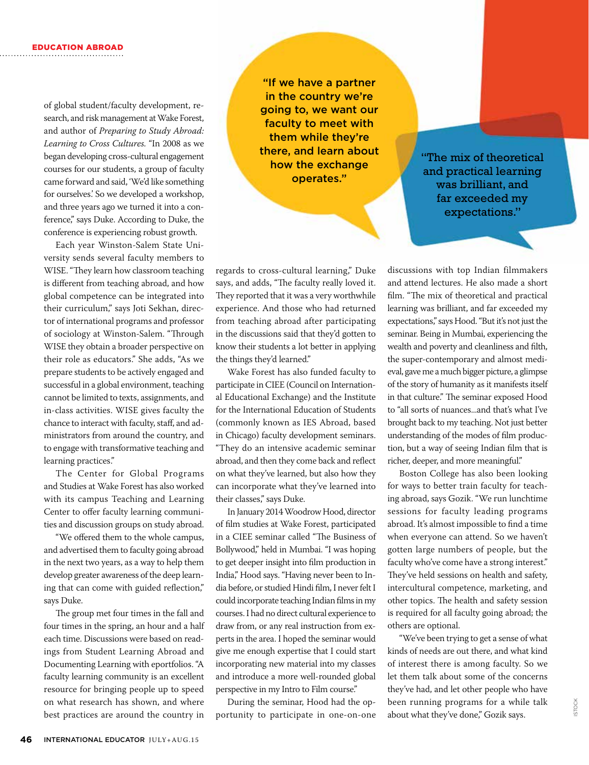of global student/faculty development, research, and risk management at Wake Forest, and author of *Preparing to Study Abroad: Learning to Cross Cultures.* "In 2008 as we began developing cross-cultural engagement courses for our students, a group of faculty came forward and said, 'We'd like something for ourselves.' So we developed a workshop, and three years ago we turned it into a conference," says Duke. According to Duke, the conference is experiencing robust growth.

Each year Winston-Salem State University sends several faculty members to WISE. "They learn how classroom teaching is different from teaching abroad, and how global competence can be integrated into their curriculum," says Joti Sekhan, director of international programs and professor of sociology at Winston-Salem. "Through WISE they obtain a broader perspective on their role as educators." She adds, "As we prepare students to be actively engaged and successful in a global environment, teaching cannot be limited to texts, assignments, and in-class activities. WISE gives faculty the chance to interact with faculty, staff, and administrators from around the country, and to engage with transformative teaching and learning practices."

The Center for Global Programs and Studies at Wake Forest has also worked with its campus Teaching and Learning Center to offer faculty learning communities and discussion groups on study abroad.

"We offered them to the whole campus, and advertised them to faculty going abroad in the next two years, as a way to help them develop greater awareness of the deep learning that can come with guided reflection," says Duke.

The group met four times in the fall and four times in the spring, an hour and a half each time. Discussions were based on readings from Student Learning Abroad and Documenting Learning with eportfolios. "A faculty learning community is an excellent resource for bringing people up to speed on what research has shown, and where best practices are around the country in regards to cross-cultural learning," Duke says, and adds, "The faculty really loved it. They reported that it was a very worthwhile experience. And those who had returned from teaching abroad after participating in the discussions said that they'd gotten to know their students a lot better in applying the things they'd learned."

> "If we have a partner in the country we're going to, we want our faculty to meet with them while they're there, and learn about how the exchange operates."

Wake Forest has also funded faculty to participate in CIEE (Council on International Educational Exchange) and the Institute for the International Education of Students (commonly known as IES Abroad, based in Chicago) faculty development seminars. "They do an intensive academic seminar abroad, and then they come back and reflect on what they've learned, but also how they can incorporate what they've learned into their classes," says Duke.

In January 2014 Woodrow Hood, director of film studies at Wake Forest, participated in a CIEE seminar called "The Business of Bollywood," held in Mumbai. "I was hoping to get deeper insight into film production in India," Hood says. "Having never been to India before, or studied Hindi film, I never felt I could incorporate teaching Indian films in my courses. I had no direct cultural experience to draw from, or any real instruction from experts in the area. I hoped the seminar would give me enough expertise that I could start incorporating new material into my classes and introduce a more well-rounded global perspective in my Intro to Film course."

During the seminar, Hood had the opportunity to participate in one-on-one discussions with top Indian filmmakers and attend lectures. He also made a short film. "The mix of theoretical and practical learning was brilliant, and far exceeded my expectations," says Hood. "But it's not just the seminar. Being in Mumbai, experiencing the wealth and poverty and cleanliness and filth, the super-contemporary and almost medieval, gave me a much bigger picture, a glimpse of the story of humanity as it manifests itself in that culture." The seminar exposed Hood to "all sorts of nuances...and that's what I've brought back to my teaching. Not just better understanding of the modes of film production, but a way of seeing Indian film that is richer, deeper, and more meaningful."

> "The mix of theoretical and practical learning was brilliant, and far exceeded my expectations."

Boston College has also been looking for ways to better train faculty for teaching abroad, says Gozik. "We run lunchtime sessions for faculty leading programs abroad. It's almost impossible to find a time when everyone can attend. So we haven't gotten large numbers of people, but the faculty who've come have a strong interest." They've held sessions on health and safety, intercultural competence, marketing, and other topics. The health and safety session is required for all faculty going abroad; the others are optional.

"We've been trying to get a sense of what kinds of needs are out there, and what kind of interest there is among faculty. So we let them talk about some of the concerns they've had, and let other people who have been running programs for a while talk about what they've done," Gozik says.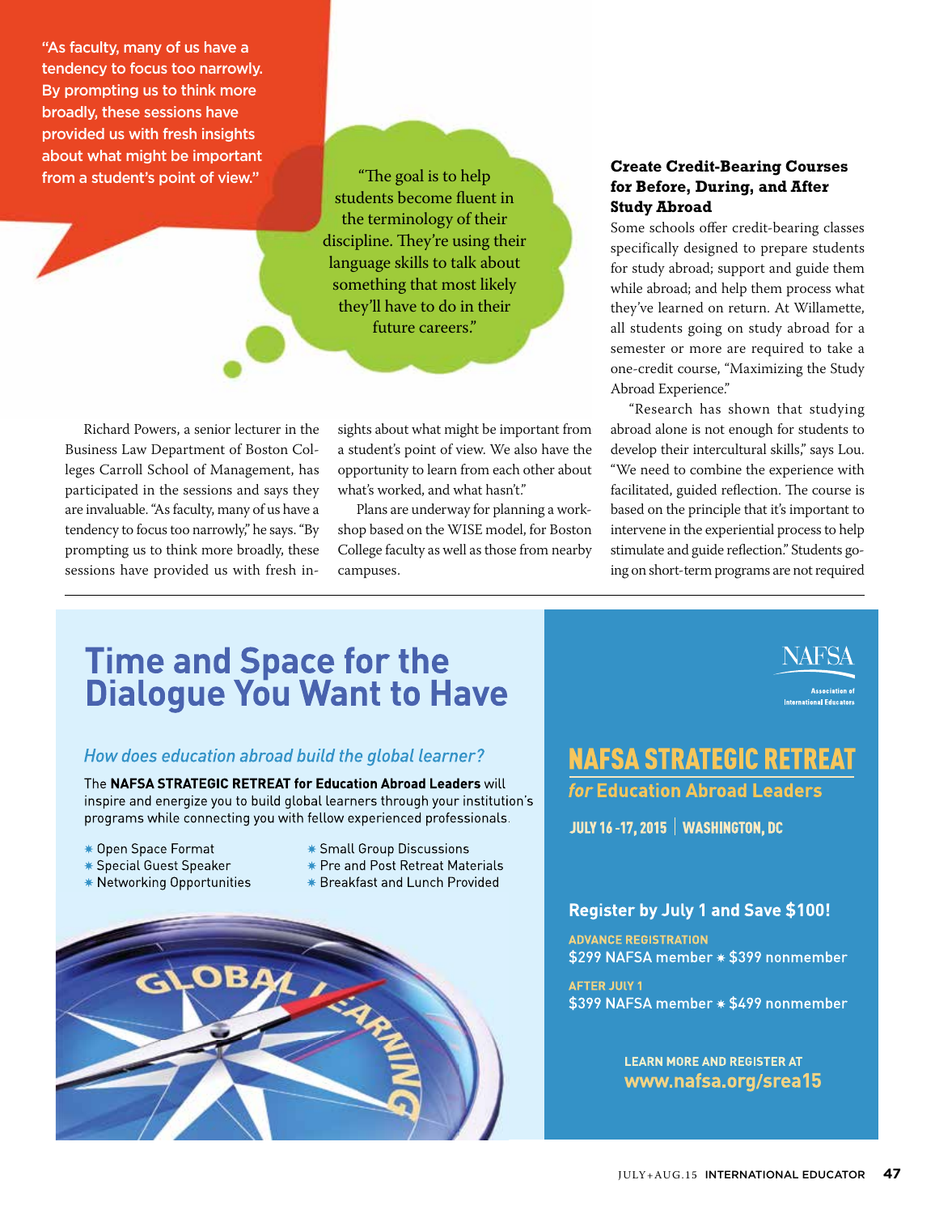> "As faculty, many of us have a tendency to focus too narrowly. By prompting us to think more broadly, these sessions have provided us with fresh insights about what might be important from a student's point of view."

> "The goal is to help students become fluent in the terminology of their discipline. They're using their language skills to talk about something that most likely they'll have to do in their future careers."

Richard Powers, a senior lecturer in the Business Law Department of Boston Colleges Carroll School of Management, has participated in the sessions and says they are invaluable. "As faculty, many of us have a tendency to focus too narrowly," he says. "By prompting us to think more broadly, these sessions have provided us with fresh insights about what might be important from a student's point of view. We also have the opportunity to learn from each other about what's worked, and what hasn't."

Plans are underway for planning a workshop based on the WISE model, for Boston College faculty as well as those from nearby campuses.

### Create Credit-Bearing Courses for Before, During, and After Study Abroad

Some schools offer credit-bearing classes specifically designed to prepare students for study abroad; support and guide them while abroad; and help them process what they've learned on return. At Willamette, all students going on study abroad for a semester or more are required to take a one-credit course, "Maximizing the Study Abroad Experience."

"Research has shown that studying abroad alone is not enough for students to develop their intercultural skills," says Lou. "We need to combine the experience with facilitated, guided reflection. The course is based on the principle that it's important to intervene in the experiential process to help stimulate and guide reflection." Students going on short-term programs are not required

---

# Time and Space for the Dialogue You Want to Have

*How does education abroad build the global learner?*

The **NAFSA STRATEGIC RETREAT for Education Abroad Leaders** will inspire and energize you to build global learners through your institution's programs while connecting you with fellow experienced professionals.

- Open Space Format
- Special Guest Speaker
- Networking Opportunities
- Small Group Discussions
- Pre and Post Retreat Materials
- Breakfast and Lunch Provided

NAFSA Association of International Educators

## NAFSA STRATEGIC RETREAT *for* Education Abroad Leaders

JULY 16-17, 2015 | WASHINGTON, DC

**Register by July 1 and Save $100!**

ADVANCE REGISTRATION
$299 NAFSA member * $399 nonmember

AFTER JULY 1
$399 NAFSA member * $499 nonmember

LEARN MORE AND REGISTER AT
**www.nafsa.org/srea15**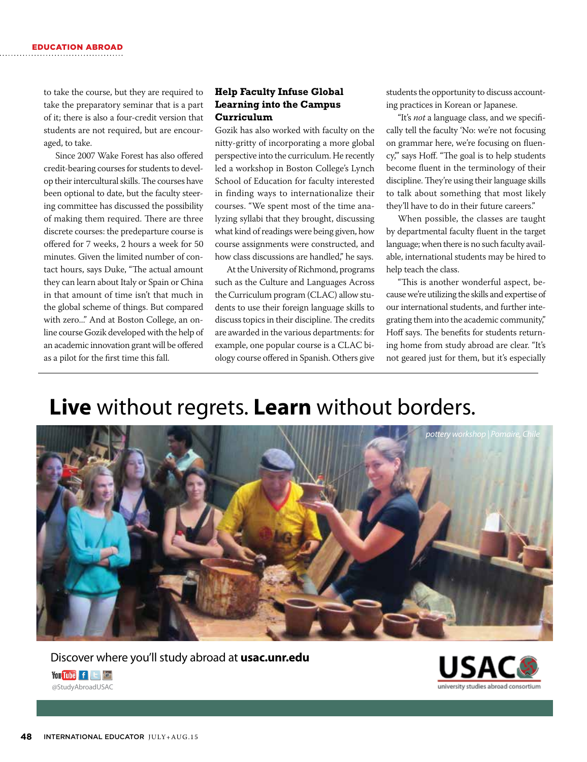to take the course, but they are required to take the preparatory seminar that is a part of it; there is also a four-credit version that students are not required, but are encouraged, to take.

Since 2007 Wake Forest has also offered credit-bearing courses for students to develop their intercultural skills. The courses have been optional to date, but the faculty steering committee has discussed the possibility of making them required. There are three discrete courses: the predeparture course is offered for 7 weeks, 2 hours a week for 50 minutes. Given the limited number of contact hours, says Duke, "The actual amount they can learn about Italy or Spain or China in that amount of time isn't that much in the global scheme of things. But compared with zero..." And at Boston College, an online course Gozik developed with the help of an academic innovation grant will be offered as a pilot for the first time this fall.

### Help Faculty Infuse Global Learning into the Campus Curriculum

Gozik has also worked with faculty on the nitty-gritty of incorporating a more global perspective into the curriculum. He recently led a workshop in Boston College's Lynch School of Education for faculty interested in finding ways to internationalize their courses. "We spent most of the time analyzing syllabi that they brought, discussing what kind of readings were being given, how course assignments were constructed, and how class discussions are handled," he says.

At the University of Richmond, programs such as the Culture and Languages Across the Curriculum program (CLAC) allow students to use their foreign language skills to discuss topics in their discipline. The credits are awarded in the various departments: for example, one popular course is a CLAC biology course offered in Spanish. Others give students the opportunity to discuss accounting practices in Korean or Japanese.

"It's *not* a language class, and we specifically tell the faculty 'No: we're not focusing on grammar here, we're focusing on fluency,'" says Hoff. "The goal is to help students become fluent in the terminology of their discipline. They're using their language skills to talk about something that most likely they'll have to do in their future careers."

When possible, the classes are taught by departmental faculty fluent in the target language; when there is no such faculty available, international students may be hired to help teach the class.

"This is another wonderful aspect, because we're utilizing the skills and expertise of our international students, and further integrating them into the academic community," Hoff says. The benefits for students returning home from study abroad are clear. "It's not geared just for them, but it's especially

---

**Live** without regrets. **Learn** without borders.

pottery workshop | Pomaire, Chile

Discover where you'll study abroad at **usac.unr.edu**

@StudyAbroadUSAC

USAC university studies abroad consortium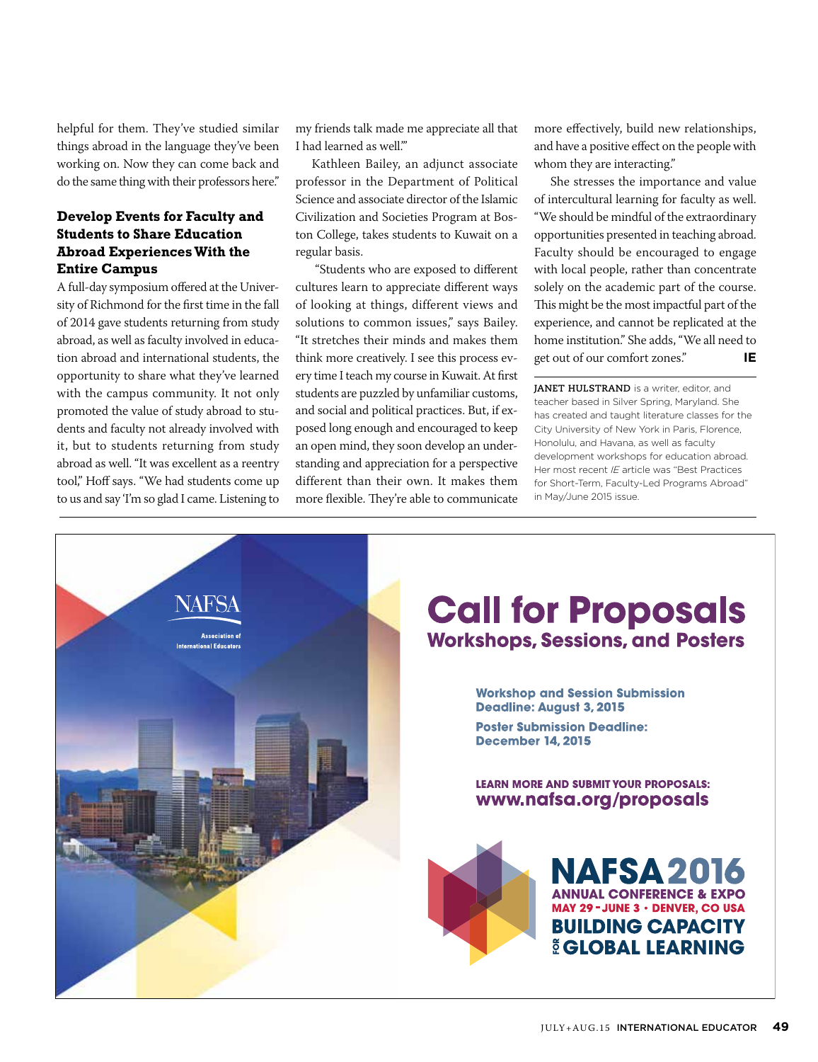helpful for them. They've studied similar things abroad in the language they've been working on. Now they can come back and do the same thing with their professors here."

### Develop Events for Faculty and Students to Share Education Abroad Experiences With the Entire Campus

A full-day symposium offered at the University of Richmond for the first time in the fall of 2014 gave students returning from study abroad, as well as faculty involved in education abroad and international students, the opportunity to share what they've learned with the campus community. It not only promoted the value of study abroad to students and faculty not already involved with it, but to students returning from study abroad as well. "It was excellent as a reentry tool," Hoff says. "We had students come up to us and say 'I'm so glad I came. Listening to my friends talk made me appreciate all that I had learned as well.'"

Kathleen Bailey, an adjunct associate professor in the Department of Political Science and associate director of the Islamic Civilization and Societies Program at Boston College, takes students to Kuwait on a regular basis.

"Students who are exposed to different cultures learn to appreciate different ways of looking at things, different views and solutions to common issues," says Bailey. "It stretches their minds and makes them think more creatively. I see this process every time I teach my course in Kuwait. At first students are puzzled by unfamiliar customs, and social and political practices. But, if exposed long enough and encouraged to keep an open mind, they soon develop an understanding and appreciation for a perspective different than their own. It makes them more flexible. They're able to communicate more effectively, build new relationships, and have a positive effect on the people with whom they are interacting."

She stresses the importance and value of intercultural learning for faculty as well. "We should be mindful of the extraordinary opportunities presented in teaching abroad. Faculty should be encouraged to engage with local people, rather than concentrate solely on the academic part of the course. This might be the most impactful part of the experience, and cannot be replicated at the home institution." She adds, "We all need to get out of our comfort zones." **IE**

**JANET HULSTRAND** is a writer, editor, and teacher based in Silver Spring, Maryland. She has created and taught literature classes for the City University of New York in Paris, Florence, Honolulu, and Havana, as well as faculty development workshops for education abroad. Her most recent *IE* article was "Best Practices for Short-Term, Faculty-Led Programs Abroad" in May/June 2015 issue.

NAFSA
Association of International Educators

# Call for Proposals

## Workshops, Sessions, and Posters

**Workshop and Session Submission Deadline: August 3, 2015**

**Poster Submission Deadline: December 14, 2015**

**LEARN MORE AND SUBMIT YOUR PROPOSALS:**
**www.nafsa.org/proposals**

**NAFSA 2016**
**ANNUAL CONFERENCE & EXPO**
**MAY 29 - JUNE 3 • DENVER, CO USA**
**BUILDING CAPACITY FOR GLOBAL LEARNING**